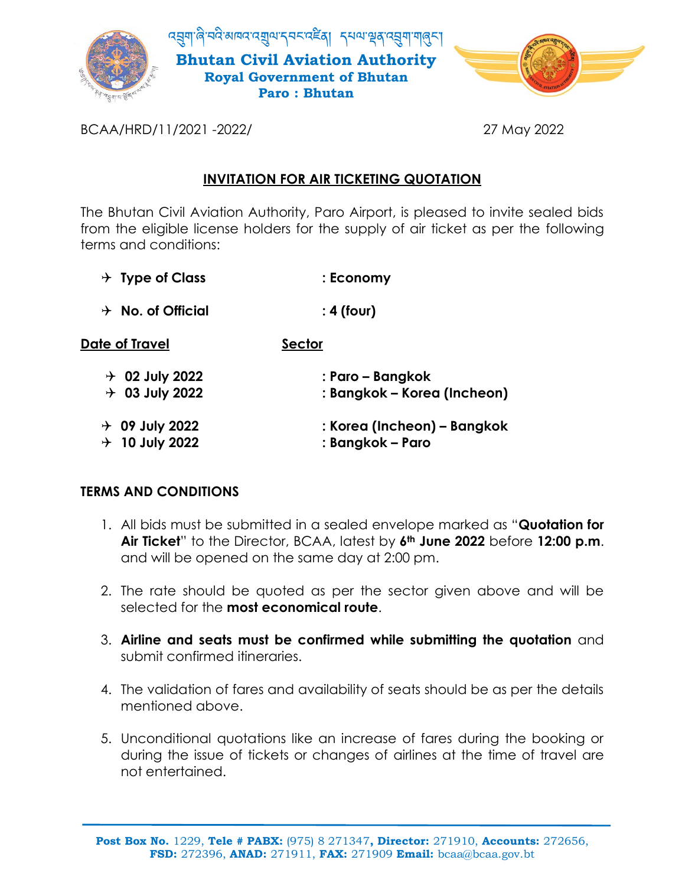འབྲུག་ཞི་བའི་མཁའ་འགྲུལ་དབང་འཛིན། དཔལ་ལྡན་འབྲུག་གཞུང་།

**Bhutan Civil Aviation Authority**
**Royal Government of Bhutan**
**Paro : Bhutan**

BCAA/HRD/11/2021 -2022/ 27 May 2022

## INVITATION FOR AIR TICKETING QUOTATION

The Bhutan Civil Aviation Authority, Paro Airport, is pleased to invite sealed bids from the eligible license holders for the supply of air ticket as per the following terms and conditions:

- ✈ **Type of Class** : **Economy**
- ✈ **No. of Official** : **4 (four)**

| Date of Travel | Sector |
|---|---|
| ✈ **02 July 2022** | **: Paro – Bangkok** |
| ✈ **03 July 2022** | **: Bangkok – Korea (Incheon)** |
| ✈ **09 July 2022** | **: Korea (Incheon) – Bangkok** |
| ✈ **10 July 2022** | **: Bangkok – Paro** |

### TERMS AND CONDITIONS

1. All bids must be submitted in a sealed envelope marked as "**Quotation for Air Ticket**" to the Director, BCAA, latest by **6th June 2022** before **12:00 p.m**. and will be opened on the same day at 2:00 pm.
2. The rate should be quoted as per the sector given above and will be selected for the **most economical route**.
3. **Airline and seats must be confirmed while submitting the quotation** and submit confirmed itineraries.
4. The validation of fares and availability of seats should be as per the details mentioned above.
5. Unconditional quotations like an increase of fares during the booking or during the issue of tickets or changes of airlines at the time of travel are not entertained.

**Post Box No.** 1229, **Tele # PABX:** (975) 8 271347**, Director:** 271910, **Accounts:** 272656, **FSD:** 272396, **ANAD:** 271911, **FAX:** 271909 **Email:** bcaa@bcaa.gov.bt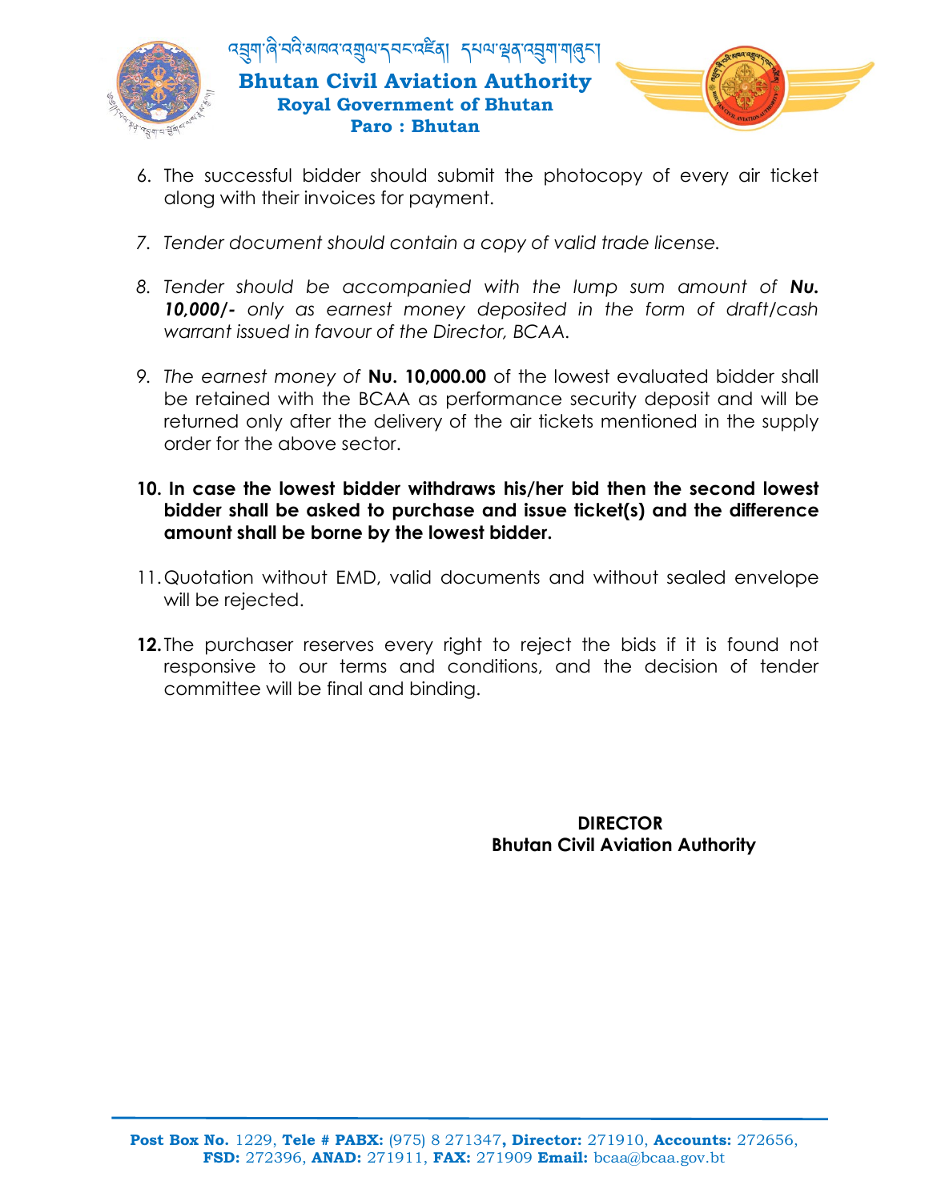6. The successful bidder should submit the photocopy of every air ticket along with their invoices for payment.

7. *Tender document should contain a copy of valid trade license.*

8. *Tender should be accompanied with the lump sum amount of **Nu. 10,000/-** only as earnest money deposited in the form of draft/cash warrant issued in favour of the Director, BCAA.*

9. *The earnest money of* **Nu. 10,000.00** of the lowest evaluated bidder shall be retained with the BCAA as performance security deposit and will be returned only after the delivery of the air tickets mentioned in the supply order for the above sector.

10. **In case the lowest bidder withdraws his/her bid then the second lowest bidder shall be asked to purchase and issue ticket(s) and the difference amount shall be borne by the lowest bidder.**

11. Quotation without EMD, valid documents and without sealed envelope will be rejected.

12. The purchaser reserves every right to reject the bids if it is found not responsive to our terms and conditions, and the decision of tender committee will be final and binding.

**DIRECTOR**
**Bhutan Civil Aviation Authority**